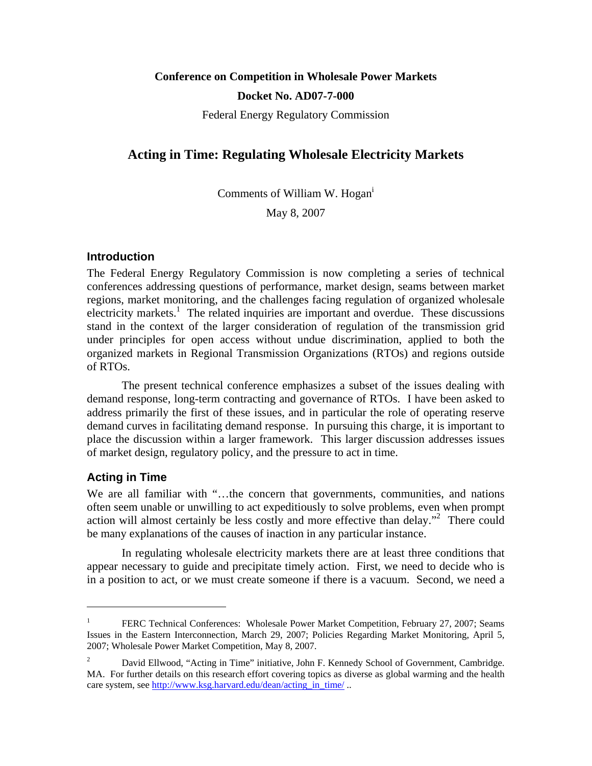**Conference on Competition in Wholesale Power Markets**

**Docket No. AD07-7-000**

Federal Energy Regulatory Commission

# Acting in Time: Regulating Wholesale Electricity Markets

Comments of William W. Hogan[i]

May 8, 2007

## Introduction

The Federal Energy Regulatory Commission is now completing a series of technical conferences addressing questions of performance, market design, seams between market regions, market monitoring, and the challenges facing regulation of organized wholesale electricity markets.[1] The related inquiries are important and overdue. These discussions stand in the context of the larger consideration of regulation of the transmission grid under principles for open access without undue discrimination, applied to both the organized markets in Regional Transmission Organizations (RTOs) and regions outside of RTOs.

The present technical conference emphasizes a subset of the issues dealing with demand response, long-term contracting and governance of RTOs. I have been asked to address primarily the first of these issues, and in particular the role of operating reserve demand curves in facilitating demand response. In pursuing this charge, it is important to place the discussion within a larger framework. This larger discussion addresses issues of market design, regulatory policy, and the pressure to act in time.

## Acting in Time

We are all familiar with "…the concern that governments, communities, and nations often seem unable or unwilling to act expeditiously to solve problems, even when prompt action will almost certainly be less costly and more effective than delay."[2] There could be many explanations of the causes of inaction in any particular instance.

In regulating wholesale electricity markets there are at least three conditions that appear necessary to guide and precipitate timely action. First, we need to decide who is in a position to act, or we must create someone if there is a vacuum. Second, we need a

---

[1] FERC Technical Conferences: Wholesale Power Market Competition, February 27, 2007; Seams Issues in the Eastern Interconnection, March 29, 2007; Policies Regarding Market Monitoring, April 5, 2007; Wholesale Power Market Competition, May 8, 2007.

[2] David Ellwood, "Acting in Time" initiative, John F. Kennedy School of Government, Cambridge. MA. For further details on this research effort covering topics as diverse as global warming and the health care system, see http://www.ksg.harvard.edu/dean/acting_in_time/ ..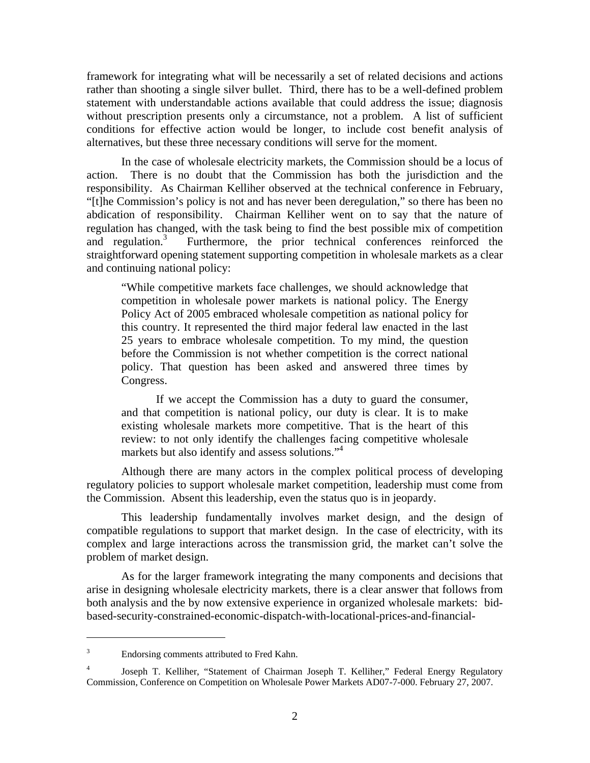framework for integrating what will be necessarily a set of related decisions and actions rather than shooting a single silver bullet. Third, there has to be a well-defined problem statement with understandable actions available that could address the issue; diagnosis without prescription presents only a circumstance, not a problem. A list of sufficient conditions for effective action would be longer, to include cost benefit analysis of alternatives, but these three necessary conditions will serve for the moment.

In the case of wholesale electricity markets, the Commission should be a locus of action. There is no doubt that the Commission has both the jurisdiction and the responsibility. As Chairman Kelliher observed at the technical conference in February, "[t]he Commission's policy is not and has never been deregulation," so there has been no abdication of responsibility. Chairman Kelliher went on to say that the nature of regulation has changed, with the task being to find the best possible mix of competition and regulation.[3] Furthermore, the prior technical conferences reinforced the straightforward opening statement supporting competition in wholesale markets as a clear and continuing national policy:

> "While competitive markets face challenges, we should acknowledge that competition in wholesale power markets is national policy. The Energy Policy Act of 2005 embraced wholesale competition as national policy for this country. It represented the third major federal law enacted in the last 25 years to embrace wholesale competition. To my mind, the question before the Commission is not whether competition is the correct national policy. That question has been asked and answered three times by Congress.
>
> If we accept the Commission has a duty to guard the consumer, and that competition is national policy, our duty is clear. It is to make existing wholesale markets more competitive. That is the heart of this review: to not only identify the challenges facing competitive wholesale markets but also identify and assess solutions."[4]

Although there are many actors in the complex political process of developing regulatory policies to support wholesale market competition, leadership must come from the Commission. Absent this leadership, even the status quo is in jeopardy.

This leadership fundamentally involves market design, and the design of compatible regulations to support that market design. In the case of electricity, with its complex and large interactions across the transmission grid, the market can't solve the problem of market design.

As for the larger framework integrating the many components and decisions that arise in designing wholesale electricity markets, there is a clear answer that follows from both analysis and the by now extensive experience in organized wholesale markets: bid-based-security-constrained-economic-dispatch-with-locational-prices-and-financial-

---

[3] Endorsing comments attributed to Fred Kahn.

[4] Joseph T. Kelliher, "Statement of Chairman Joseph T. Kelliher," Federal Energy Regulatory Commission, Conference on Competition on Wholesale Power Markets AD07-7-000. February 27, 2007.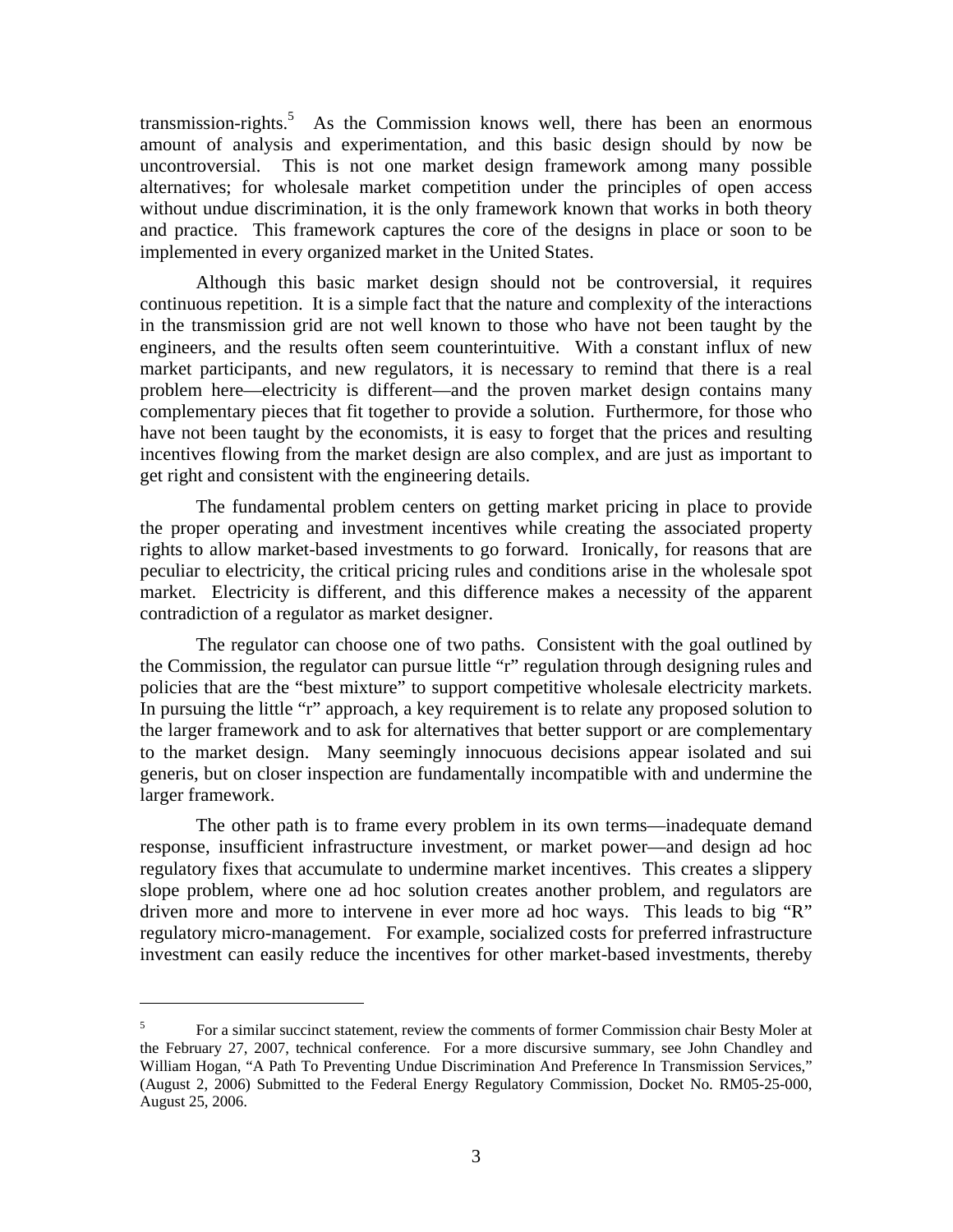transmission-rights.[5] As the Commission knows well, there has been an enormous amount of analysis and experimentation, and this basic design should by now be uncontroversial. This is not one market design framework among many possible alternatives; for wholesale market competition under the principles of open access without undue discrimination, it is the only framework known that works in both theory and practice. This framework captures the core of the designs in place or soon to be implemented in every organized market in the United States.

Although this basic market design should not be controversial, it requires continuous repetition. It is a simple fact that the nature and complexity of the interactions in the transmission grid are not well known to those who have not been taught by the engineers, and the results often seem counterintuitive. With a constant influx of new market participants, and new regulators, it is necessary to remind that there is a real problem here—electricity is different—and the proven market design contains many complementary pieces that fit together to provide a solution. Furthermore, for those who have not been taught by the economists, it is easy to forget that the prices and resulting incentives flowing from the market design are also complex, and are just as important to get right and consistent with the engineering details.

The fundamental problem centers on getting market pricing in place to provide the proper operating and investment incentives while creating the associated property rights to allow market-based investments to go forward. Ironically, for reasons that are peculiar to electricity, the critical pricing rules and conditions arise in the wholesale spot market. Electricity is different, and this difference makes a necessity of the apparent contradiction of a regulator as market designer.

The regulator can choose one of two paths. Consistent with the goal outlined by the Commission, the regulator can pursue little "r" regulation through designing rules and policies that are the "best mixture" to support competitive wholesale electricity markets. In pursuing the little "r" approach, a key requirement is to relate any proposed solution to the larger framework and to ask for alternatives that better support or are complementary to the market design. Many seemingly innocuous decisions appear isolated and sui generis, but on closer inspection are fundamentally incompatible with and undermine the larger framework.

The other path is to frame every problem in its own terms—inadequate demand response, insufficient infrastructure investment, or market power—and design ad hoc regulatory fixes that accumulate to undermine market incentives. This creates a slippery slope problem, where one ad hoc solution creates another problem, and regulators are driven more and more to intervene in ever more ad hoc ways. This leads to big "R" regulatory micro-management. For example, socialized costs for preferred infrastructure investment can easily reduce the incentives for other market-based investments, thereby

---

[5] For a similar succinct statement, review the comments of former Commission chair Besty Moler at the February 27, 2007, technical conference. For a more discursive summary, see John Chandley and William Hogan, "A Path To Preventing Undue Discrimination And Preference In Transmission Services," (August 2, 2006) Submitted to the Federal Energy Regulatory Commission, Docket No. RM05-25-000, August 25, 2006.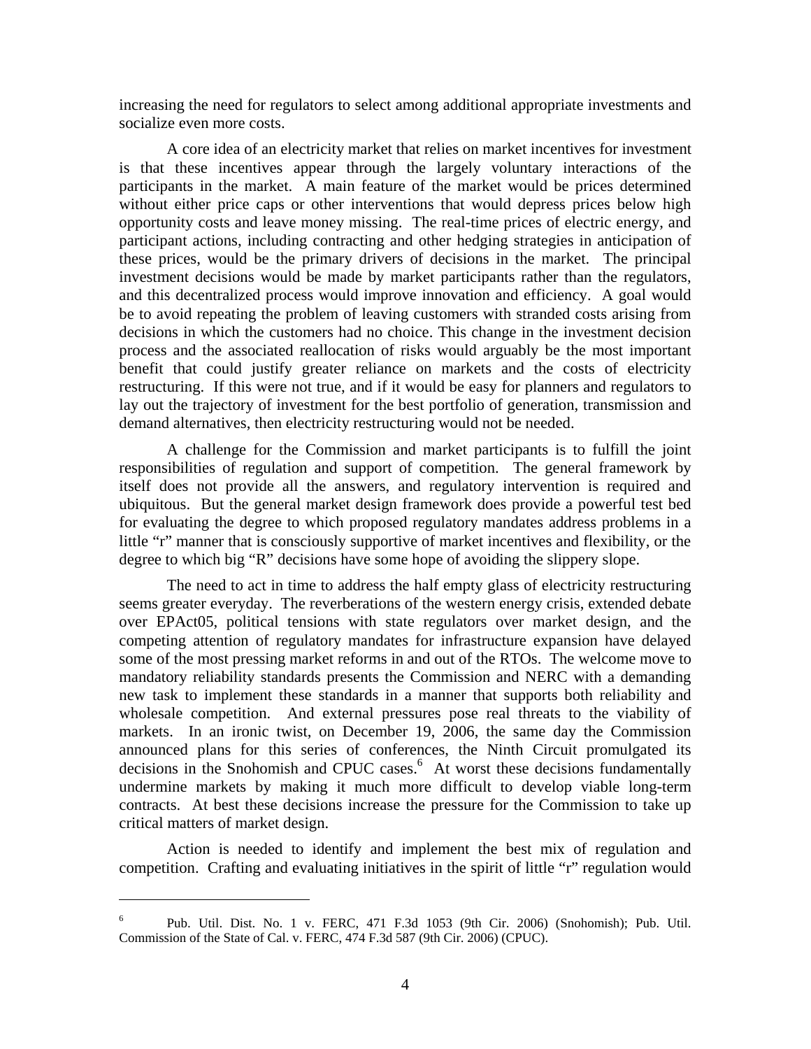increasing the need for regulators to select among additional appropriate investments and socialize even more costs.

A core idea of an electricity market that relies on market incentives for investment is that these incentives appear through the largely voluntary interactions of the participants in the market. A main feature of the market would be prices determined without either price caps or other interventions that would depress prices below high opportunity costs and leave money missing. The real-time prices of electric energy, and participant actions, including contracting and other hedging strategies in anticipation of these prices, would be the primary drivers of decisions in the market. The principal investment decisions would be made by market participants rather than the regulators, and this decentralized process would improve innovation and efficiency. A goal would be to avoid repeating the problem of leaving customers with stranded costs arising from decisions in which the customers had no choice. This change in the investment decision process and the associated reallocation of risks would arguably be the most important benefit that could justify greater reliance on markets and the costs of electricity restructuring. If this were not true, and if it would be easy for planners and regulators to lay out the trajectory of investment for the best portfolio of generation, transmission and demand alternatives, then electricity restructuring would not be needed.

A challenge for the Commission and market participants is to fulfill the joint responsibilities of regulation and support of competition. The general framework by itself does not provide all the answers, and regulatory intervention is required and ubiquitous. But the general market design framework does provide a powerful test bed for evaluating the degree to which proposed regulatory mandates address problems in a little "r" manner that is consciously supportive of market incentives and flexibility, or the degree to which big "R" decisions have some hope of avoiding the slippery slope.

The need to act in time to address the half empty glass of electricity restructuring seems greater everyday. The reverberations of the western energy crisis, extended debate over EPAct05, political tensions with state regulators over market design, and the competing attention of regulatory mandates for infrastructure expansion have delayed some of the most pressing market reforms in and out of the RTOs. The welcome move to mandatory reliability standards presents the Commission and NERC with a demanding new task to implement these standards in a manner that supports both reliability and wholesale competition. And external pressures pose real threats to the viability of markets. In an ironic twist, on December 19, 2006, the same day the Commission announced plans for this series of conferences, the Ninth Circuit promulgated its decisions in the Snohomish and CPUC cases.[6] At worst these decisions fundamentally undermine markets by making it much more difficult to develop viable long-term contracts. At best these decisions increase the pressure for the Commission to take up critical matters of market design.

Action is needed to identify and implement the best mix of regulation and competition. Crafting and evaluating initiatives in the spirit of little "r" regulation would

---

[6] Pub. Util. Dist. No. 1 v. FERC, 471 F.3d 1053 (9th Cir. 2006) (Snohomish); Pub. Util. Commission of the State of Cal. v. FERC, 474 F.3d 587 (9th Cir. 2006) (CPUC).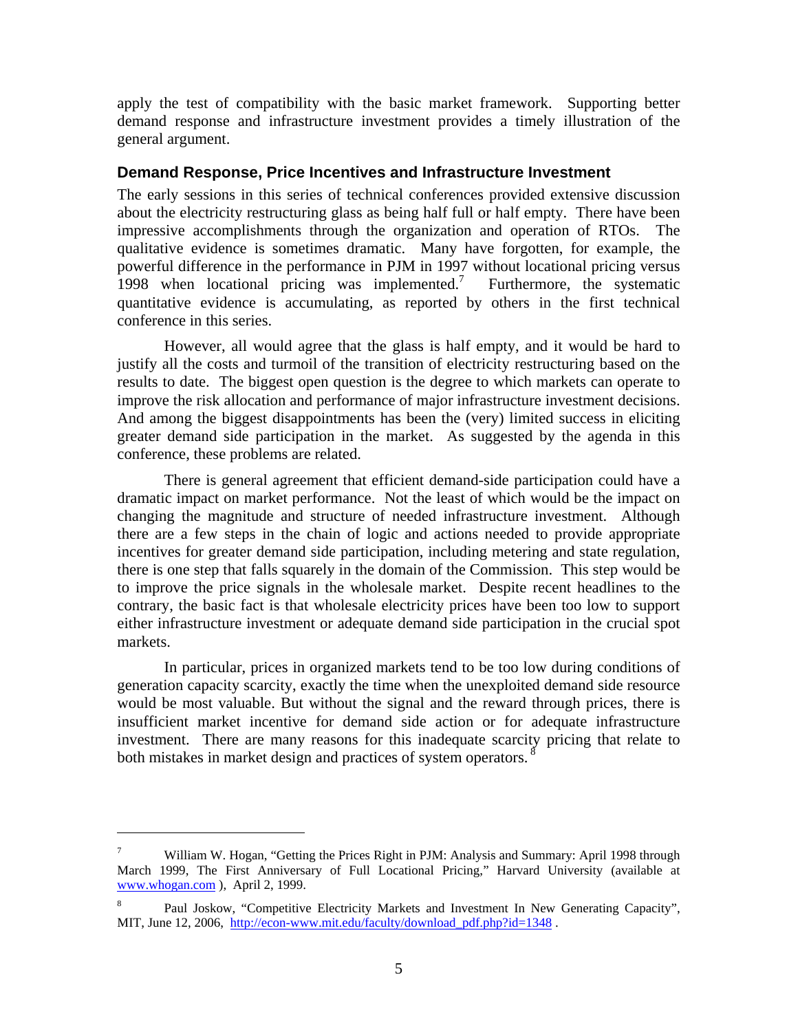apply the test of compatibility with the basic market framework. Supporting better demand response and infrastructure investment provides a timely illustration of the general argument.

### Demand Response, Price Incentives and Infrastructure Investment

The early sessions in this series of technical conferences provided extensive discussion about the electricity restructuring glass as being half full or half empty. There have been impressive accomplishments through the organization and operation of RTOs. The qualitative evidence is sometimes dramatic. Many have forgotten, for example, the powerful difference in the performance in PJM in 1997 without locational pricing versus 1998 when locational pricing was implemented.[7] Furthermore, the systematic quantitative evidence is accumulating, as reported by others in the first technical conference in this series.

However, all would agree that the glass is half empty, and it would be hard to justify all the costs and turmoil of the transition of electricity restructuring based on the results to date. The biggest open question is the degree to which markets can operate to improve the risk allocation and performance of major infrastructure investment decisions. And among the biggest disappointments has been the (very) limited success in eliciting greater demand side participation in the market. As suggested by the agenda in this conference, these problems are related.

There is general agreement that efficient demand-side participation could have a dramatic impact on market performance. Not the least of which would be the impact on changing the magnitude and structure of needed infrastructure investment. Although there are a few steps in the chain of logic and actions needed to provide appropriate incentives for greater demand side participation, including metering and state regulation, there is one step that falls squarely in the domain of the Commission. This step would be to improve the price signals in the wholesale market. Despite recent headlines to the contrary, the basic fact is that wholesale electricity prices have been too low to support either infrastructure investment or adequate demand side participation in the crucial spot markets.

In particular, prices in organized markets tend to be too low during conditions of generation capacity scarcity, exactly the time when the unexploited demand side resource would be most valuable. But without the signal and the reward through prices, there is insufficient market incentive for demand side action or for adequate infrastructure investment. There are many reasons for this inadequate scarcity pricing that relate to both mistakes in market design and practices of system operators.[8]

---

[7] William W. Hogan, "Getting the Prices Right in PJM: Analysis and Summary: April 1998 through March 1999, The First Anniversary of Full Locational Pricing," Harvard University (available at www.whogan.com ), April 2, 1999.

[8] Paul Joskow, "Competitive Electricity Markets and Investment In New Generating Capacity", MIT, June 12, 2006, http://econ-www.mit.edu/faculty/download_pdf.php?id=1348 .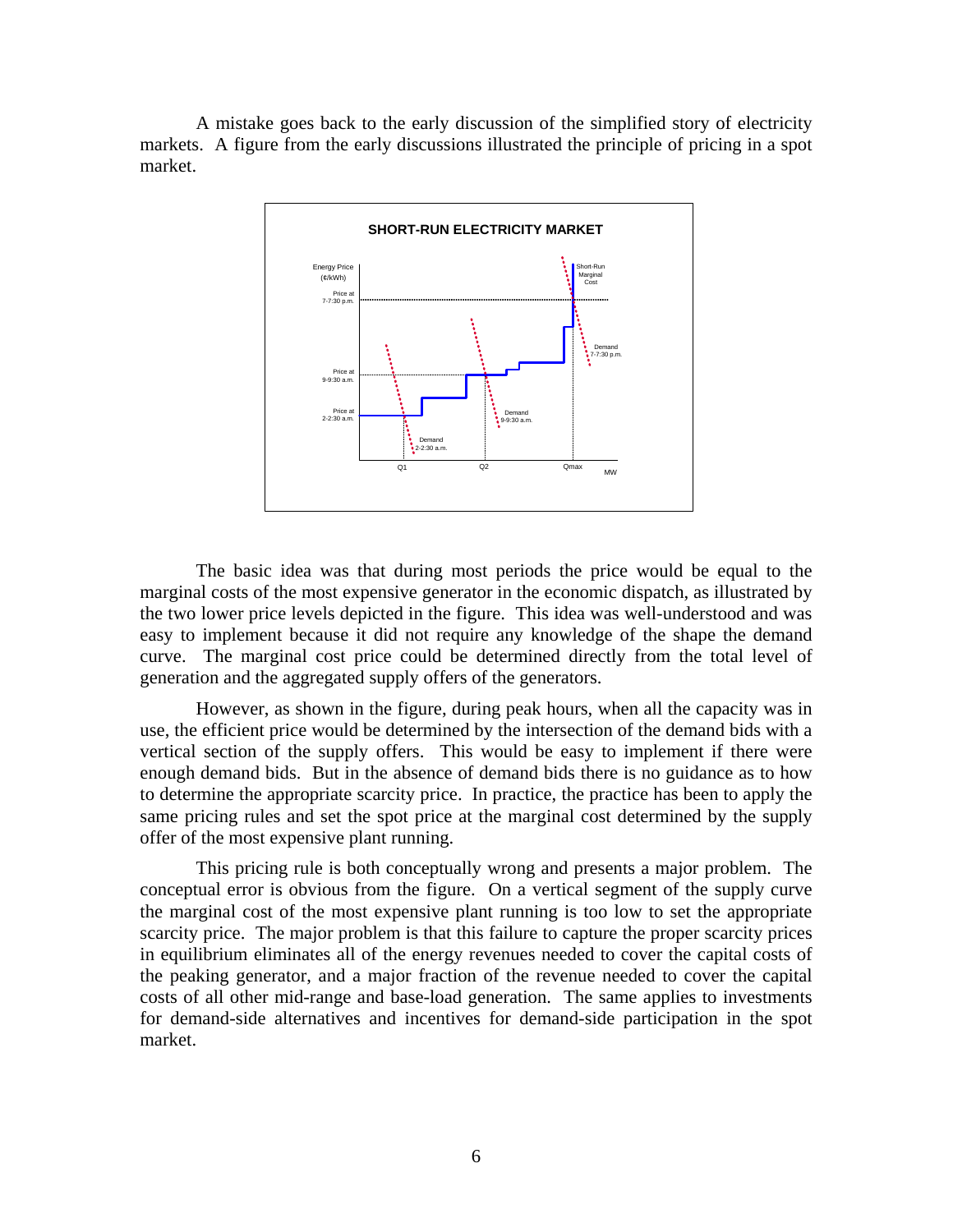A mistake goes back to the early discussion of the simplified story of electricity markets. A figure from the early discussions illustrated the principle of pricing in a spot market.

The basic idea was that during most periods the price would be equal to the marginal costs of the most expensive generator in the economic dispatch, as illustrated by the two lower price levels depicted in the figure. This idea was well-understood and was easy to implement because it did not require any knowledge of the shape the demand curve. The marginal cost price could be determined directly from the total level of generation and the aggregated supply offers of the generators.

However, as shown in the figure, during peak hours, when all the capacity was in use, the efficient price would be determined by the intersection of the demand bids with a vertical section of the supply offers. This would be easy to implement if there were enough demand bids. But in the absence of demand bids there is no guidance as to how to determine the appropriate scarcity price. In practice, the practice has been to apply the same pricing rules and set the spot price at the marginal cost determined by the supply offer of the most expensive plant running.

This pricing rule is both conceptually wrong and presents a major problem. The conceptual error is obvious from the figure. On a vertical segment of the supply curve the marginal cost of the most expensive plant running is too low to set the appropriate scarcity price. The major problem is that this failure to capture the proper scarcity prices in equilibrium eliminates all of the energy revenues needed to cover the capital costs of the peaking generator, and a major fraction of the revenue needed to cover the capital costs of all other mid-range and base-load generation. The same applies to investments for demand-side alternatives and incentives for demand-side participation in the spot market.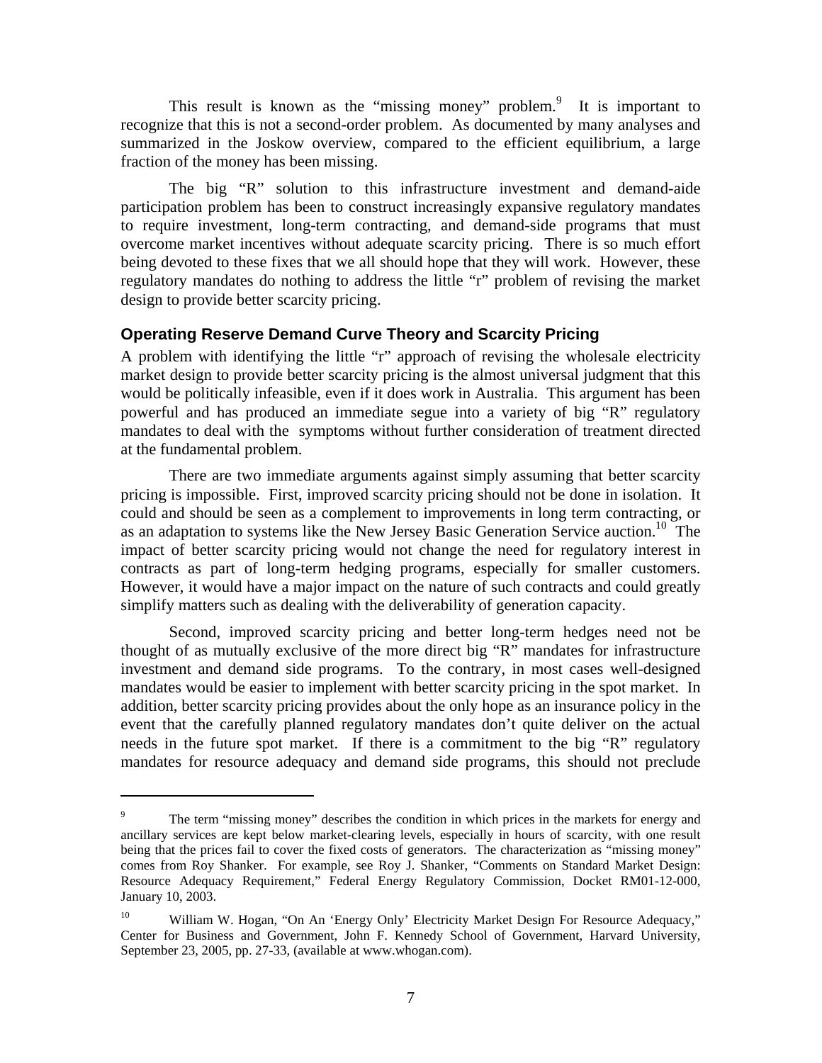This result is known as the "missing money" problem.[9] It is important to recognize that this is not a second-order problem. As documented by many analyses and summarized in the Joskow overview, compared to the efficient equilibrium, a large fraction of the money has been missing.

The big "R" solution to this infrastructure investment and demand-aide participation problem has been to construct increasingly expansive regulatory mandates to require investment, long-term contracting, and demand-side programs that must overcome market incentives without adequate scarcity pricing. There is so much effort being devoted to these fixes that we all should hope that they will work. However, these regulatory mandates do nothing to address the little "r" problem of revising the market design to provide better scarcity pricing.

### Operating Reserve Demand Curve Theory and Scarcity Pricing

A problem with identifying the little "r" approach of revising the wholesale electricity market design to provide better scarcity pricing is the almost universal judgment that this would be politically infeasible, even if it does work in Australia. This argument has been powerful and has produced an immediate segue into a variety of big "R" regulatory mandates to deal with the symptoms without further consideration of treatment directed at the fundamental problem.

There are two immediate arguments against simply assuming that better scarcity pricing is impossible. First, improved scarcity pricing should not be done in isolation. It could and should be seen as a complement to improvements in long term contracting, or as an adaptation to systems like the New Jersey Basic Generation Service auction.[10] The impact of better scarcity pricing would not change the need for regulatory interest in contracts as part of long-term hedging programs, especially for smaller customers. However, it would have a major impact on the nature of such contracts and could greatly simplify matters such as dealing with the deliverability of generation capacity.

Second, improved scarcity pricing and better long-term hedges need not be thought of as mutually exclusive of the more direct big "R" mandates for infrastructure investment and demand side programs. To the contrary, in most cases well-designed mandates would be easier to implement with better scarcity pricing in the spot market. In addition, better scarcity pricing provides about the only hope as an insurance policy in the event that the carefully planned regulatory mandates don't quite deliver on the actual needs in the future spot market. If there is a commitment to the big "R" regulatory mandates for resource adequacy and demand side programs, this should not preclude

---

[9] The term "missing money" describes the condition in which prices in the markets for energy and ancillary services are kept below market-clearing levels, especially in hours of scarcity, with one result being that the prices fail to cover the fixed costs of generators. The characterization as "missing money" comes from Roy Shanker. For example, see Roy J. Shanker, "Comments on Standard Market Design: Resource Adequacy Requirement," Federal Energy Regulatory Commission, Docket RM01-12-000, January 10, 2003.

[10] William W. Hogan, "On An 'Energy Only' Electricity Market Design For Resource Adequacy," Center for Business and Government, John F. Kennedy School of Government, Harvard University, September 23, 2005, pp. 27-33, (available at www.whogan.com).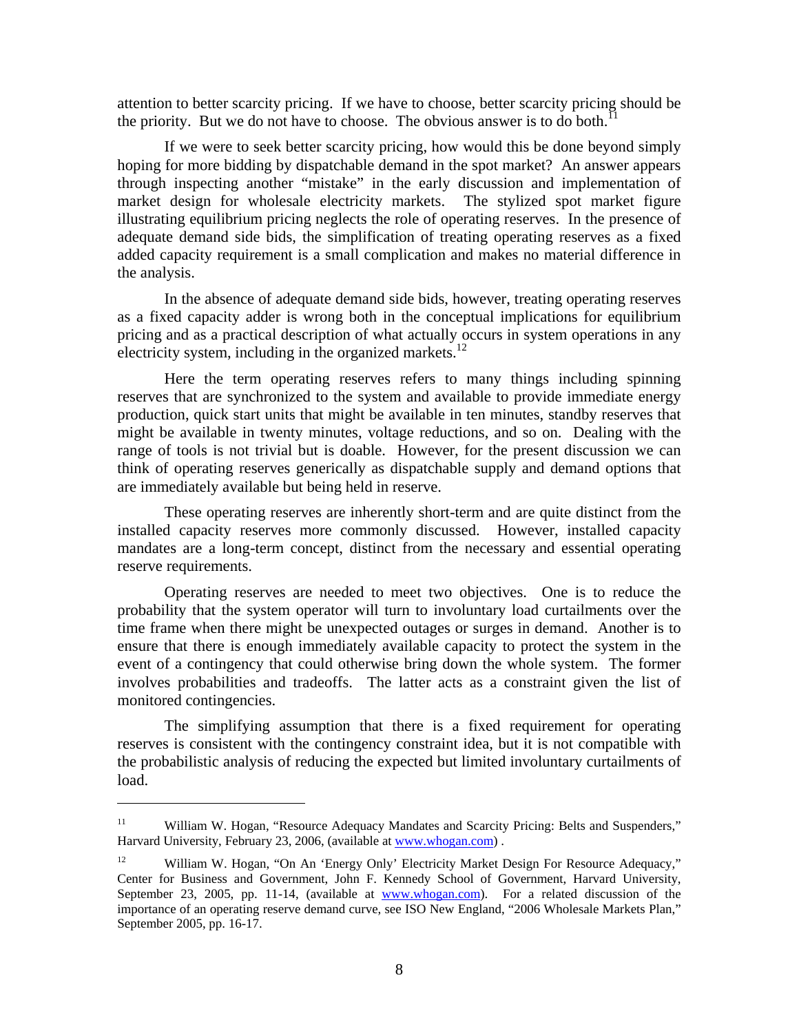attention to better scarcity pricing. If we have to choose, better scarcity pricing should be the priority. But we do not have to choose. The obvious answer is to do both.[11]

If we were to seek better scarcity pricing, how would this be done beyond simply hoping for more bidding by dispatchable demand in the spot market? An answer appears through inspecting another "mistake" in the early discussion and implementation of market design for wholesale electricity markets. The stylized spot market figure illustrating equilibrium pricing neglects the role of operating reserves. In the presence of adequate demand side bids, the simplification of treating operating reserves as a fixed added capacity requirement is a small complication and makes no material difference in the analysis.

In the absence of adequate demand side bids, however, treating operating reserves as a fixed capacity adder is wrong both in the conceptual implications for equilibrium pricing and as a practical description of what actually occurs in system operations in any electricity system, including in the organized markets.[12]

Here the term operating reserves refers to many things including spinning reserves that are synchronized to the system and available to provide immediate energy production, quick start units that might be available in ten minutes, standby reserves that might be available in twenty minutes, voltage reductions, and so on. Dealing with the range of tools is not trivial but is doable. However, for the present discussion we can think of operating reserves generically as dispatchable supply and demand options that are immediately available but being held in reserve.

These operating reserves are inherently short-term and are quite distinct from the installed capacity reserves more commonly discussed. However, installed capacity mandates are a long-term concept, distinct from the necessary and essential operating reserve requirements.

Operating reserves are needed to meet two objectives. One is to reduce the probability that the system operator will turn to involuntary load curtailments over the time frame when there might be unexpected outages or surges in demand. Another is to ensure that there is enough immediately available capacity to protect the system in the event of a contingency that could otherwise bring down the whole system. The former involves probabilities and tradeoffs. The latter acts as a constraint given the list of monitored contingencies.

The simplifying assumption that there is a fixed requirement for operating reserves is consistent with the contingency constraint idea, but it is not compatible with the probabilistic analysis of reducing the expected but limited involuntary curtailments of load.

---

[11] William W. Hogan, "Resource Adequacy Mandates and Scarcity Pricing: Belts and Suspenders," Harvard University, February 23, 2006, (available at www.whogan.com) .

[12] William W. Hogan, "On An 'Energy Only' Electricity Market Design For Resource Adequacy," Center for Business and Government, John F. Kennedy School of Government, Harvard University, September 23, 2005, pp. 11-14, (available at www.whogan.com). For a related discussion of the importance of an operating reserve demand curve, see ISO New England, "2006 Wholesale Markets Plan," September 2005, pp. 16-17.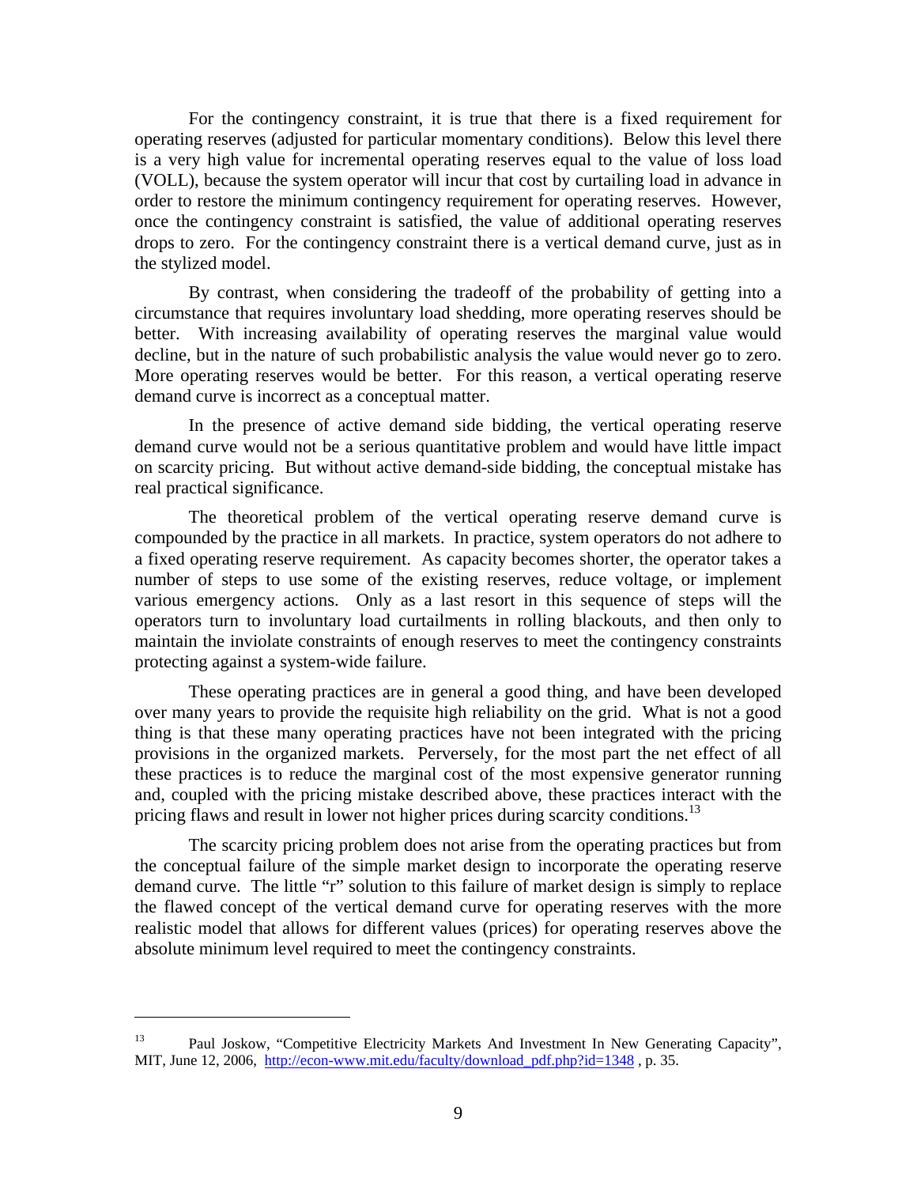For the contingency constraint, it is true that there is a fixed requirement for operating reserves (adjusted for particular momentary conditions). Below this level there is a very high value for incremental operating reserves equal to the value of loss load (VOLL), because the system operator will incur that cost by curtailing load in advance in order to restore the minimum contingency requirement for operating reserves. However, once the contingency constraint is satisfied, the value of additional operating reserves drops to zero. For the contingency constraint there is a vertical demand curve, just as in the stylized model.

By contrast, when considering the tradeoff of the probability of getting into a circumstance that requires involuntary load shedding, more operating reserves should be better. With increasing availability of operating reserves the marginal value would decline, but in the nature of such probabilistic analysis the value would never go to zero. More operating reserves would be better. For this reason, a vertical operating reserve demand curve is incorrect as a conceptual matter.

In the presence of active demand side bidding, the vertical operating reserve demand curve would not be a serious quantitative problem and would have little impact on scarcity pricing. But without active demand-side bidding, the conceptual mistake has real practical significance.

The theoretical problem of the vertical operating reserve demand curve is compounded by the practice in all markets. In practice, system operators do not adhere to a fixed operating reserve requirement. As capacity becomes shorter, the operator takes a number of steps to use some of the existing reserves, reduce voltage, or implement various emergency actions. Only as a last resort in this sequence of steps will the operators turn to involuntary load curtailments in rolling blackouts, and then only to maintain the inviolate constraints of enough reserves to meet the contingency constraints protecting against a system-wide failure.

These operating practices are in general a good thing, and have been developed over many years to provide the requisite high reliability on the grid. What is not a good thing is that these many operating practices have not been integrated with the pricing provisions in the organized markets. Perversely, for the most part the net effect of all these practices is to reduce the marginal cost of the most expensive generator running and, coupled with the pricing mistake described above, these practices interact with the pricing flaws and result in lower not higher prices during scarcity conditions.[13]

The scarcity pricing problem does not arise from the operating practices but from the conceptual failure of the simple market design to incorporate the operating reserve demand curve. The little "r" solution to this failure of market design is simply to replace the flawed concept of the vertical demand curve for operating reserves with the more realistic model that allows for different values (prices) for operating reserves above the absolute minimum level required to meet the contingency constraints.

---

[13] Paul Joskow, "Competitive Electricity Markets And Investment In New Generating Capacity", MIT, June 12, 2006, http://econ-www.mit.edu/faculty/download_pdf.php?id=1348 , p. 35.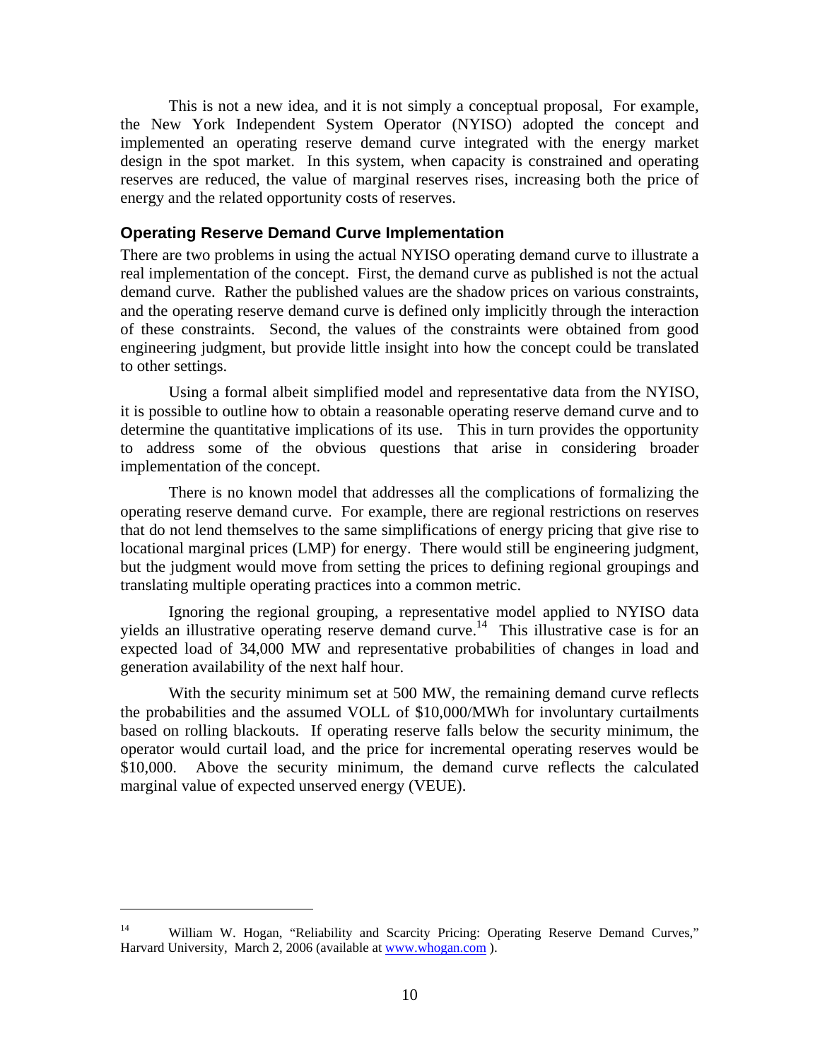This is not a new idea, and it is not simply a conceptual proposal, For example, the New York Independent System Operator (NYISO) adopted the concept and implemented an operating reserve demand curve integrated with the energy market design in the spot market. In this system, when capacity is constrained and operating reserves are reduced, the value of marginal reserves rises, increasing both the price of energy and the related opportunity costs of reserves.

### Operating Reserve Demand Curve Implementation

There are two problems in using the actual NYISO operating demand curve to illustrate a real implementation of the concept. First, the demand curve as published is not the actual demand curve. Rather the published values are the shadow prices on various constraints, and the operating reserve demand curve is defined only implicitly through the interaction of these constraints. Second, the values of the constraints were obtained from good engineering judgment, but provide little insight into how the concept could be translated to other settings.

Using a formal albeit simplified model and representative data from the NYISO, it is possible to outline how to obtain a reasonable operating reserve demand curve and to determine the quantitative implications of its use. This in turn provides the opportunity to address some of the obvious questions that arise in considering broader implementation of the concept.

There is no known model that addresses all the complications of formalizing the operating reserve demand curve. For example, there are regional restrictions on reserves that do not lend themselves to the same simplifications of energy pricing that give rise to locational marginal prices (LMP) for energy. There would still be engineering judgment, but the judgment would move from setting the prices to defining regional groupings and translating multiple operating practices into a common metric.

Ignoring the regional grouping, a representative model applied to NYISO data yields an illustrative operating reserve demand curve.[14] This illustrative case is for an expected load of 34,000 MW and representative probabilities of changes in load and generation availability of the next half hour.

With the security minimum set at 500 MW, the remaining demand curve reflects the probabilities and the assumed VOLL of $10,000/MWh for involuntary curtailments based on rolling blackouts. If operating reserve falls below the security minimum, the operator would curtail load, and the price for incremental operating reserves would be $10,000. Above the security minimum, the demand curve reflects the calculated marginal value of expected unserved energy (VEUE).

---

[14] William W. Hogan, "Reliability and Scarcity Pricing: Operating Reserve Demand Curves," Harvard University, March 2, 2006 (available at www.whogan.com ).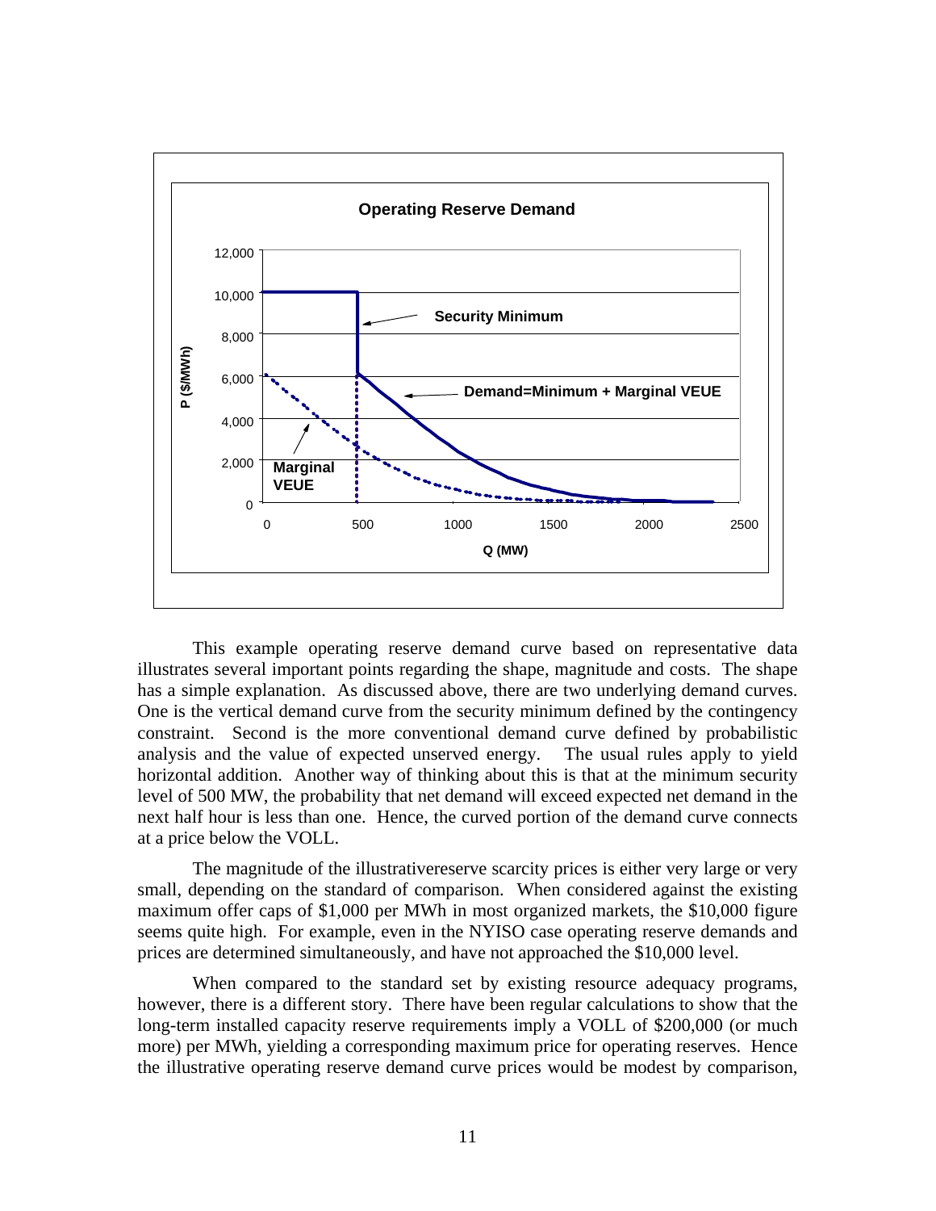This example operating reserve demand curve based on representative data illustrates several important points regarding the shape, magnitude and costs. The shape has a simple explanation. As discussed above, there are two underlying demand curves. One is the vertical demand curve from the security minimum defined by the contingency constraint. Second is the more conventional demand curve defined by probabilistic analysis and the value of expected unserved energy. The usual rules apply to yield horizontal addition. Another way of thinking about this is that at the minimum security level of 500 MW, the probability that net demand will exceed expected net demand in the next half hour is less than one. Hence, the curved portion of the demand curve connects at a price below the VOLL.

The magnitude of the illustrativereserve scarcity prices is either very large or very small, depending on the standard of comparison. When considered against the existing maximum offer caps of $1,000 per MWh in most organized markets, the $10,000 figure seems quite high. For example, even in the NYISO case operating reserve demands and prices are determined simultaneously, and have not approached the $10,000 level.

When compared to the standard set by existing resource adequacy programs, however, there is a different story. There have been regular calculations to show that the long-term installed capacity reserve requirements imply a VOLL of $200,000 (or much more) per MWh, yielding a corresponding maximum price for operating reserves. Hence the illustrative operating reserve demand curve prices would be modest by comparison,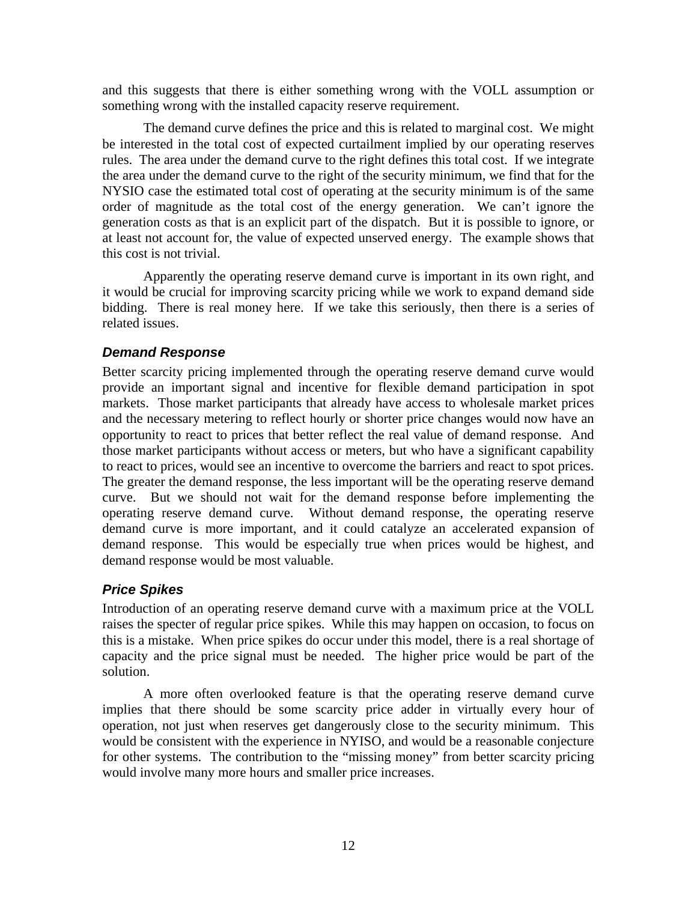and this suggests that there is either something wrong with the VOLL assumption or something wrong with the installed capacity reserve requirement.

The demand curve defines the price and this is related to marginal cost. We might be interested in the total cost of expected curtailment implied by our operating reserves rules. The area under the demand curve to the right defines this total cost. If we integrate the area under the demand curve to the right of the security minimum, we find that for the NYSIO case the estimated total cost of operating at the security minimum is of the same order of magnitude as the total cost of the energy generation. We can't ignore the generation costs as that is an explicit part of the dispatch. But it is possible to ignore, or at least not account for, the value of expected unserved energy. The example shows that this cost is not trivial.

Apparently the operating reserve demand curve is important in its own right, and it would be crucial for improving scarcity pricing while we work to expand demand side bidding. There is real money here. If we take this seriously, then there is a series of related issues.

### *Demand Response*

Better scarcity pricing implemented through the operating reserve demand curve would provide an important signal and incentive for flexible demand participation in spot markets. Those market participants that already have access to wholesale market prices and the necessary metering to reflect hourly or shorter price changes would now have an opportunity to react to prices that better reflect the real value of demand response. And those market participants without access or meters, but who have a significant capability to react to prices, would see an incentive to overcome the barriers and react to spot prices. The greater the demand response, the less important will be the operating reserve demand curve. But we should not wait for the demand response before implementing the operating reserve demand curve. Without demand response, the operating reserve demand curve is more important, and it could catalyze an accelerated expansion of demand response. This would be especially true when prices would be highest, and demand response would be most valuable.

### *Price Spikes*

Introduction of an operating reserve demand curve with a maximum price at the VOLL raises the specter of regular price spikes. While this may happen on occasion, to focus on this is a mistake. When price spikes do occur under this model, there is a real shortage of capacity and the price signal must be needed. The higher price would be part of the solution.

A more often overlooked feature is that the operating reserve demand curve implies that there should be some scarcity price adder in virtually every hour of operation, not just when reserves get dangerously close to the security minimum. This would be consistent with the experience in NYISO, and would be a reasonable conjecture for other systems. The contribution to the "missing money" from better scarcity pricing would involve many more hours and smaller price increases.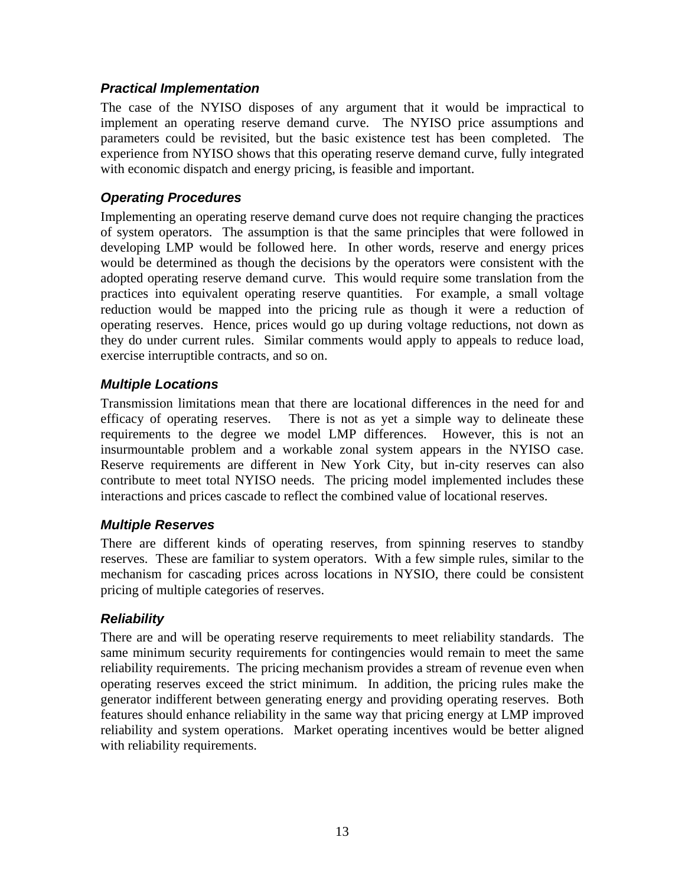### *Practical Implementation*

The case of the NYISO disposes of any argument that it would be impractical to implement an operating reserve demand curve. The NYISO price assumptions and parameters could be revisited, but the basic existence test has been completed. The experience from NYISO shows that this operating reserve demand curve, fully integrated with economic dispatch and energy pricing, is feasible and important.

### *Operating Procedures*

Implementing an operating reserve demand curve does not require changing the practices of system operators. The assumption is that the same principles that were followed in developing LMP would be followed here. In other words, reserve and energy prices would be determined as though the decisions by the operators were consistent with the adopted operating reserve demand curve. This would require some translation from the practices into equivalent operating reserve quantities. For example, a small voltage reduction would be mapped into the pricing rule as though it were a reduction of operating reserves. Hence, prices would go up during voltage reductions, not down as they do under current rules. Similar comments would apply to appeals to reduce load, exercise interruptible contracts, and so on.

### *Multiple Locations*

Transmission limitations mean that there are locational differences in the need for and efficacy of operating reserves. There is not as yet a simple way to delineate these requirements to the degree we model LMP differences. However, this is not an insurmountable problem and a workable zonal system appears in the NYISO case. Reserve requirements are different in New York City, but in-city reserves can also contribute to meet total NYISO needs. The pricing model implemented includes these interactions and prices cascade to reflect the combined value of locational reserves.

### *Multiple Reserves*

There are different kinds of operating reserves, from spinning reserves to standby reserves. These are familiar to system operators. With a few simple rules, similar to the mechanism for cascading prices across locations in NYSIO, there could be consistent pricing of multiple categories of reserves.

### *Reliability*

There are and will be operating reserve requirements to meet reliability standards. The same minimum security requirements for contingencies would remain to meet the same reliability requirements. The pricing mechanism provides a stream of revenue even when operating reserves exceed the strict minimum. In addition, the pricing rules make the generator indifferent between generating energy and providing operating reserves. Both features should enhance reliability in the same way that pricing energy at LMP improved reliability and system operations. Market operating incentives would be better aligned with reliability requirements.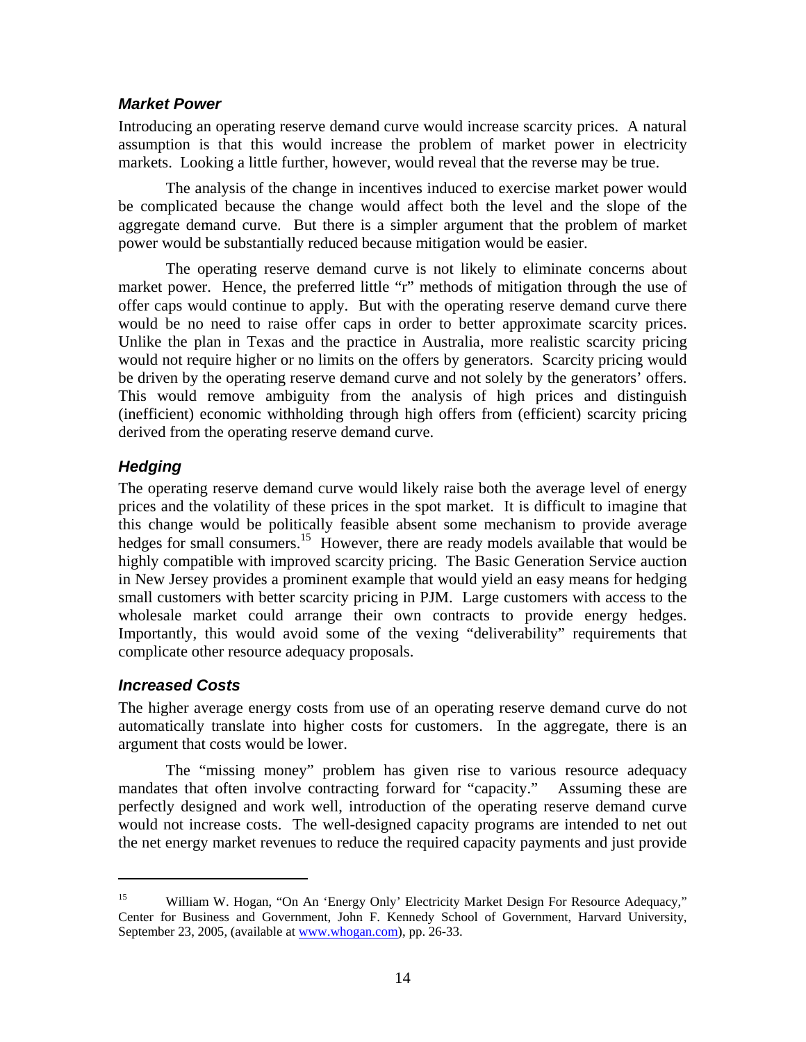### *Market Power*

Introducing an operating reserve demand curve would increase scarcity prices. A natural assumption is that this would increase the problem of market power in electricity markets. Looking a little further, however, would reveal that the reverse may be true.

The analysis of the change in incentives induced to exercise market power would be complicated because the change would affect both the level and the slope of the aggregate demand curve. But there is a simpler argument that the problem of market power would be substantially reduced because mitigation would be easier.

The operating reserve demand curve is not likely to eliminate concerns about market power. Hence, the preferred little "r" methods of mitigation through the use of offer caps would continue to apply. But with the operating reserve demand curve there would be no need to raise offer caps in order to better approximate scarcity prices. Unlike the plan in Texas and the practice in Australia, more realistic scarcity pricing would not require higher or no limits on the offers by generators. Scarcity pricing would be driven by the operating reserve demand curve and not solely by the generators' offers. This would remove ambiguity from the analysis of high prices and distinguish (inefficient) economic withholding through high offers from (efficient) scarcity pricing derived from the operating reserve demand curve.

### *Hedging*

The operating reserve demand curve would likely raise both the average level of energy prices and the volatility of these prices in the spot market. It is difficult to imagine that this change would be politically feasible absent some mechanism to provide average hedges for small consumers.[15] However, there are ready models available that would be highly compatible with improved scarcity pricing. The Basic Generation Service auction in New Jersey provides a prominent example that would yield an easy means for hedging small customers with better scarcity pricing in PJM. Large customers with access to the wholesale market could arrange their own contracts to provide energy hedges. Importantly, this would avoid some of the vexing "deliverability" requirements that complicate other resource adequacy proposals.

### *Increased Costs*

The higher average energy costs from use of an operating reserve demand curve do not automatically translate into higher costs for customers. In the aggregate, there is an argument that costs would be lower.

The "missing money" problem has given rise to various resource adequacy mandates that often involve contracting forward for "capacity." Assuming these are perfectly designed and work well, introduction of the operating reserve demand curve would not increase costs. The well-designed capacity programs are intended to net out the net energy market revenues to reduce the required capacity payments and just provide

---

[15] William W. Hogan, "On An 'Energy Only' Electricity Market Design For Resource Adequacy," Center for Business and Government, John F. Kennedy School of Government, Harvard University, September 23, 2005, (available at www.whogan.com), pp. 26-33.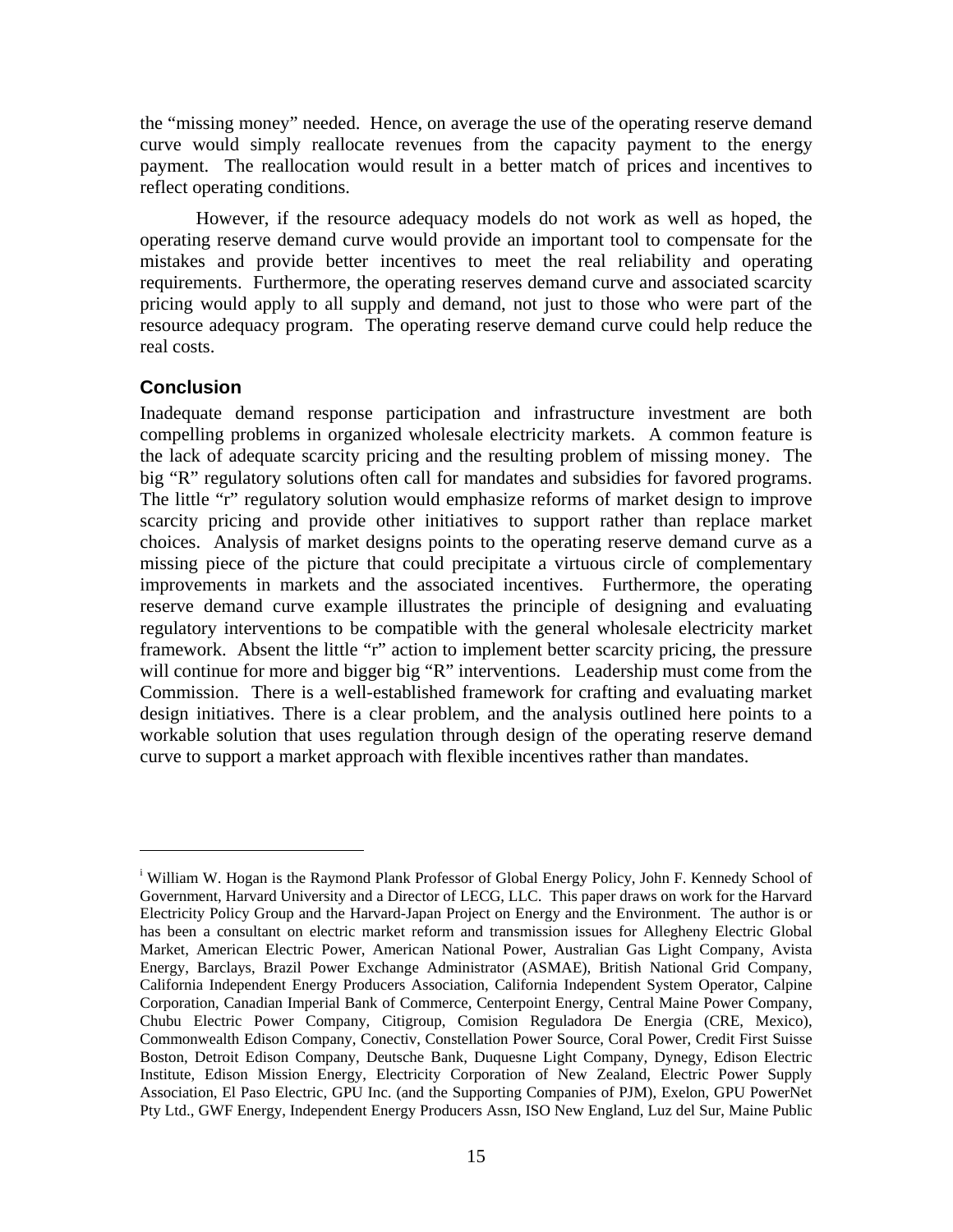the "missing money" needed. Hence, on average the use of the operating reserve demand curve would simply reallocate revenues from the capacity payment to the energy payment. The reallocation would result in a better match of prices and incentives to reflect operating conditions.

However, if the resource adequacy models do not work as well as hoped, the operating reserve demand curve would provide an important tool to compensate for the mistakes and provide better incentives to meet the real reliability and operating requirements. Furthermore, the operating reserves demand curve and associated scarcity pricing would apply to all supply and demand, not just to those who were part of the resource adequacy program. The operating reserve demand curve could help reduce the real costs.

## Conclusion

Inadequate demand response participation and infrastructure investment are both compelling problems in organized wholesale electricity markets. A common feature is the lack of adequate scarcity pricing and the resulting problem of missing money. The big "R" regulatory solutions often call for mandates and subsidies for favored programs. The little "r" regulatory solution would emphasize reforms of market design to improve scarcity pricing and provide other initiatives to support rather than replace market choices. Analysis of market designs points to the operating reserve demand curve as a missing piece of the picture that could precipitate a virtuous circle of complementary improvements in markets and the associated incentives. Furthermore, the operating reserve demand curve example illustrates the principle of designing and evaluating regulatory interventions to be compatible with the general wholesale electricity market framework. Absent the little "r" action to implement better scarcity pricing, the pressure will continue for more and bigger big "R" interventions. Leadership must come from the Commission. There is a well-established framework for crafting and evaluating market design initiatives. There is a clear problem, and the analysis outlined here points to a workable solution that uses regulation through design of the operating reserve demand curve to support a market approach with flexible incentives rather than mandates.

---

[i] William W. Hogan is the Raymond Plank Professor of Global Energy Policy, John F. Kennedy School of Government, Harvard University and a Director of LECG, LLC. This paper draws on work for the Harvard Electricity Policy Group and the Harvard-Japan Project on Energy and the Environment. The author is or has been a consultant on electric market reform and transmission issues for Allegheny Electric Global Market, American Electric Power, American National Power, Australian Gas Light Company, Avista Energy, Barclays, Brazil Power Exchange Administrator (ASMAE), British National Grid Company, California Independent Energy Producers Association, California Independent System Operator, Calpine Corporation, Canadian Imperial Bank of Commerce, Centerpoint Energy, Central Maine Power Company, Chubu Electric Power Company, Citigroup, Comision Reguladora De Energia (CRE, Mexico), Commonwealth Edison Company, Conectiv, Constellation Power Source, Coral Power, Credit First Suisse Boston, Detroit Edison Company, Deutsche Bank, Duquesne Light Company, Dynegy, Edison Electric Institute, Edison Mission Energy, Electricity Corporation of New Zealand, Electric Power Supply Association, El Paso Electric, GPU Inc. (and the Supporting Companies of PJM), Exelon, GPU PowerNet Pty Ltd., GWF Energy, Independent Energy Producers Assn, ISO New England, Luz del Sur, Maine Public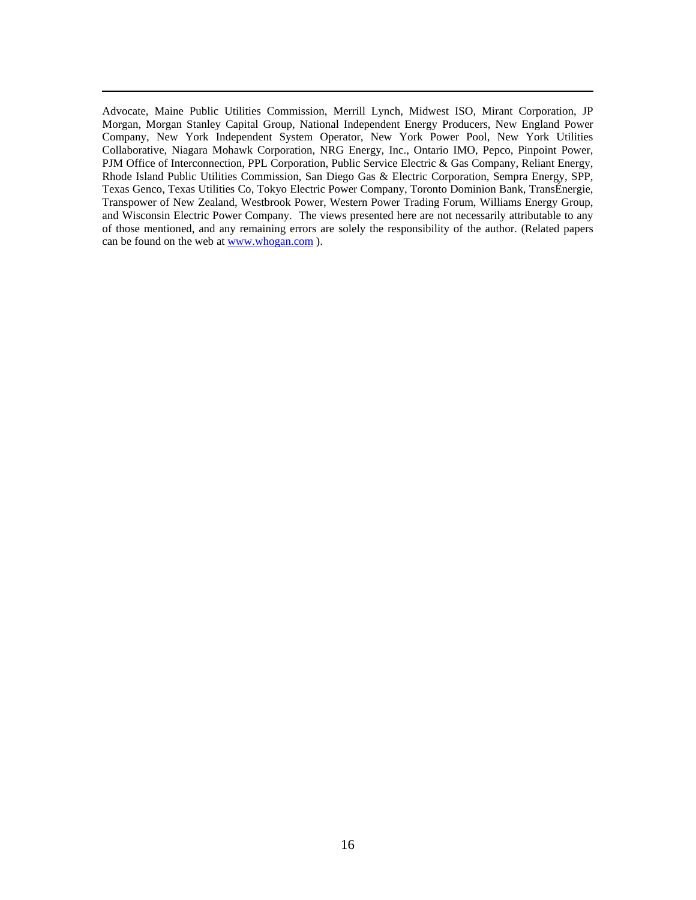Advocate, Maine Public Utilities Commission, Merrill Lynch, Midwest ISO, Mirant Corporation, JP Morgan, Morgan Stanley Capital Group, National Independent Energy Producers, New England Power Company, New York Independent System Operator, New York Power Pool, New York Utilities Collaborative, Niagara Mohawk Corporation, NRG Energy, Inc., Ontario IMO, Pepco, Pinpoint Power, PJM Office of Interconnection, PPL Corporation, Public Service Electric & Gas Company, Reliant Energy, Rhode Island Public Utilities Commission, San Diego Gas & Electric Corporation, Sempra Energy, SPP, Texas Genco, Texas Utilities Co, Tokyo Electric Power Company, Toronto Dominion Bank, TransÉnergie, Transpower of New Zealand, Westbrook Power, Western Power Trading Forum, Williams Energy Group, and Wisconsin Electric Power Company. The views presented here are not necessarily attributable to any of those mentioned, and any remaining errors are solely the responsibility of the author. (Related papers can be found on the web at [www.whogan.com](http://www.whogan.com) ).